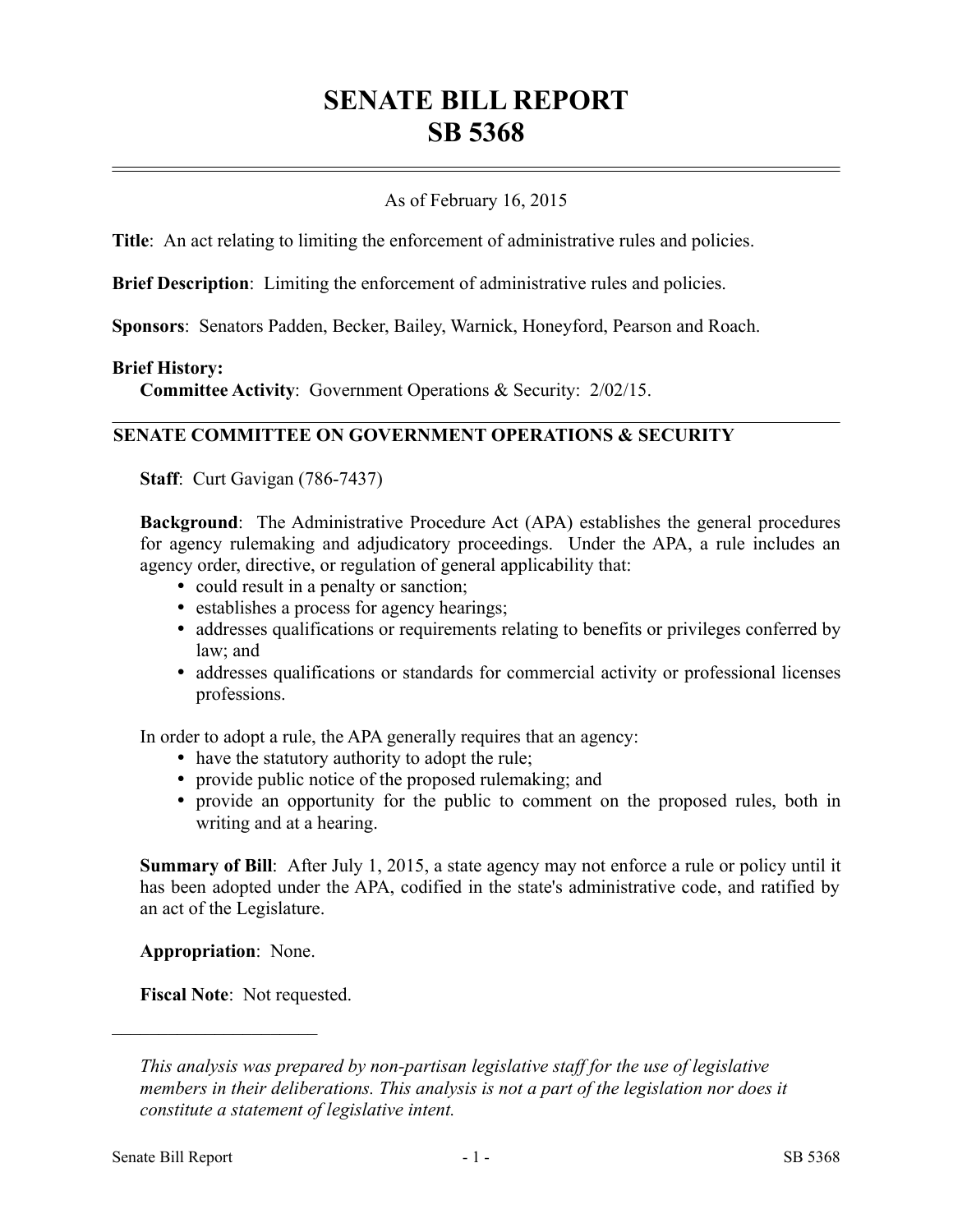# SENATE BILL REPORT
# SB 5368

As of February 16, 2015

**Title**: An act relating to limiting the enforcement of administrative rules and policies.

**Brief Description**: Limiting the enforcement of administrative rules and policies.

**Sponsors**: Senators Padden, Becker, Bailey, Warnick, Honeyford, Pearson and Roach.

**Brief History:**

**Committee Activity**: Government Operations & Security: 2/02/15.

## SENATE COMMITTEE ON GOVERNMENT OPERATIONS & SECURITY

**Staff**: Curt Gavigan (786-7437)

**Background**: The Administrative Procedure Act (APA) establishes the general procedures for agency rulemaking and adjudicatory proceedings. Under the APA, a rule includes an agency order, directive, or regulation of general applicability that:

- could result in a penalty or sanction;
- establishes a process for agency hearings;
- addresses qualifications or requirements relating to benefits or privileges conferred by law; and
- addresses qualifications or standards for commercial activity or professional licenses professions.

In order to adopt a rule, the APA generally requires that an agency:

- have the statutory authority to adopt the rule;
- provide public notice of the proposed rulemaking; and
- provide an opportunity for the public to comment on the proposed rules, both in writing and at a hearing.

**Summary of Bill**: After July 1, 2015, a state agency may not enforce a rule or policy until it has been adopted under the APA, codified in the state's administrative code, and ratified by an act of the Legislature.

**Appropriation**: None.

**Fiscal Note**: Not requested.

---

*This analysis was prepared by non-partisan legislative staff for the use of legislative members in their deliberations. This analysis is not a part of the legislation nor does it constitute a statement of legislative intent.*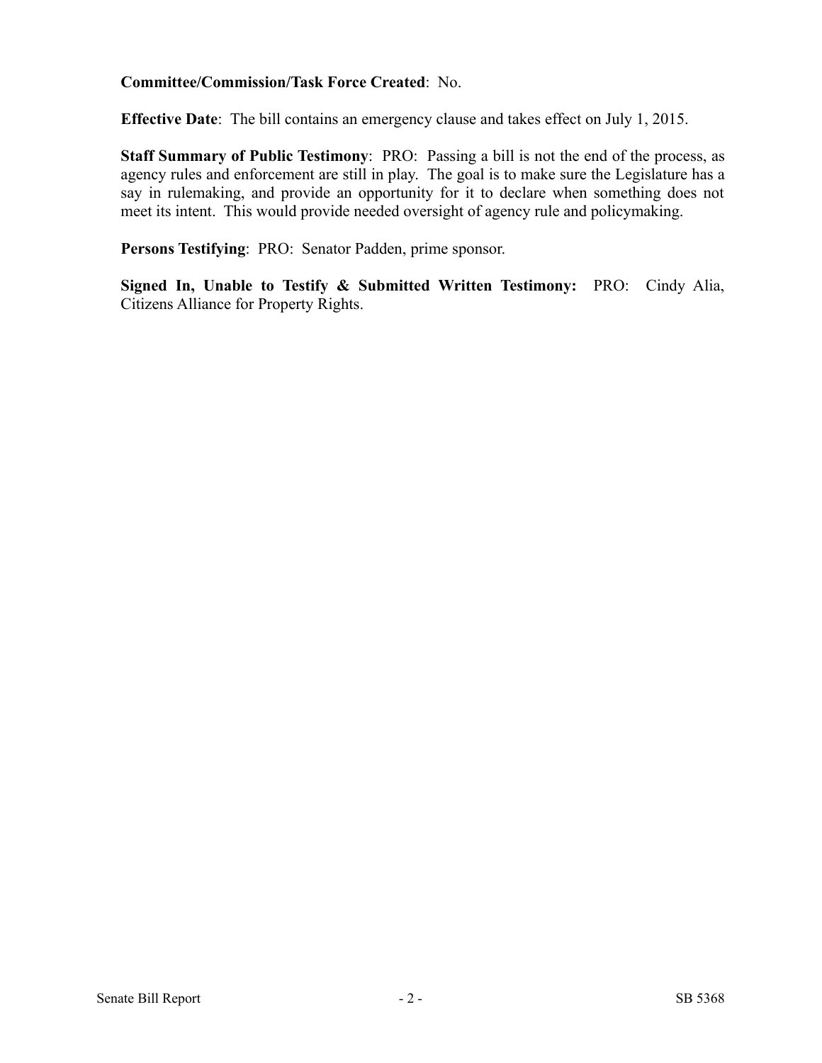**Committee/Commission/Task Force Created**: No.

**Effective Date**: The bill contains an emergency clause and takes effect on July 1, 2015.

**Staff Summary of Public Testimony**: PRO: Passing a bill is not the end of the process, as agency rules and enforcement are still in play. The goal is to make sure the Legislature has a say in rulemaking, and provide an opportunity for it to declare when something does not meet its intent. This would provide needed oversight of agency rule and policymaking.

**Persons Testifying**: PRO: Senator Padden, prime sponsor.

**Signed In, Unable to Testify & Submitted Written Testimony:** PRO: Cindy Alia, Citizens Alliance for Property Rights.